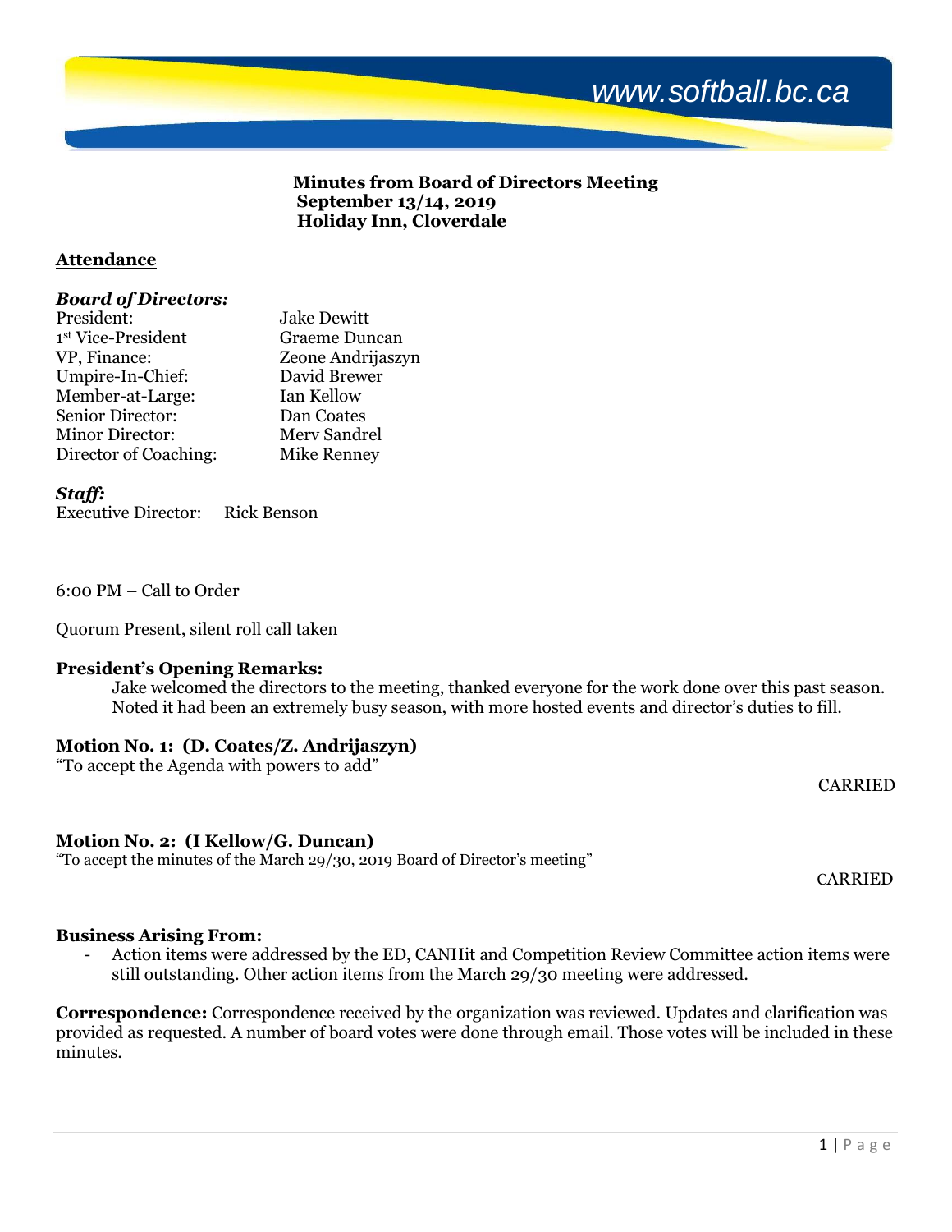**Minutes from Board of Directors Meeting**
**September 13/14, 2019**
**Holiday Inn, Cloverdale**

## Attendance

### *Board of Directors:*

President: Jake Dewitt
1st Vice-President Graeme Duncan
VP, Finance: Zeone Andrijaszyn
Umpire-In-Chief: David Brewer
Member-at-Large: Ian Kellow
Senior Director: Dan Coates
Minor Director: Merv Sandrel
Director of Coaching: Mike Renney

### *Staff:*

Executive Director: Rick Benson

6:00 PM – Call to Order

Quorum Present, silent roll call taken

**President's Opening Remarks:**
Jake welcomed the directors to the meeting, thanked everyone for the work done over this past season. Noted it had been an extremely busy season, with more hosted events and director's duties to fill.

**Motion No. 1: (D. Coates/Z. Andrijaszyn)**
"To accept the Agenda with powers to add"

CARRIED

**Motion No. 2: (I Kellow/G. Duncan)**
"To accept the minutes of the March 29/30, 2019 Board of Director's meeting"

CARRIED

**Business Arising From:**

- Action items were addressed by the ED, CANHit and Competition Review Committee action items were still outstanding. Other action items from the March 29/30 meeting were addressed.

**Correspondence:** Correspondence received by the organization was reviewed. Updates and clarification was provided as requested. A number of board votes were done through email. Those votes will be included in these minutes.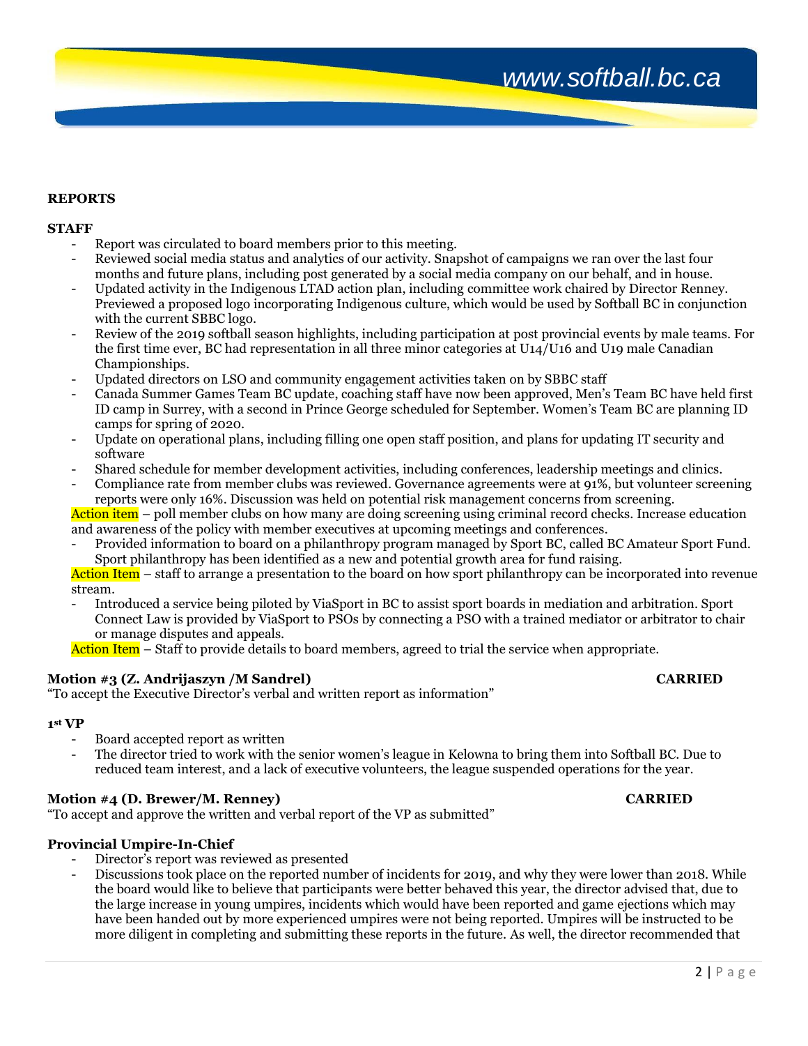**REPORTS**

**STAFF**

- Report was circulated to board members prior to this meeting.
- Reviewed social media status and analytics of our activity. Snapshot of campaigns we ran over the last four months and future plans, including post generated by a social media company on our behalf, and in house.
- Updated activity in the Indigenous LTAD action plan, including committee work chaired by Director Renney. Previewed a proposed logo incorporating Indigenous culture, which would be used by Softball BC in conjunction with the current SBBC logo.
- Review of the 2019 softball season highlights, including participation at post provincial events by male teams. For the first time ever, BC had representation in all three minor categories at U14/U16 and U19 male Canadian Championships.
- Updated directors on LSO and community engagement activities taken on by SBBC staff
- Canada Summer Games Team BC update, coaching staff have now been approved, Men's Team BC have held first ID camp in Surrey, with a second in Prince George scheduled for September. Women's Team BC are planning ID camps for spring of 2020.
- Update on operational plans, including filling one open staff position, and plans for updating IT security and software
- Shared schedule for member development activities, including conferences, leadership meetings and clinics.
- Compliance rate from member clubs was reviewed. Governance agreements were at 91%, but volunteer screening reports were only 16%. Discussion was held on potential risk management concerns from screening.

Action item – poll member clubs on how many are doing screening using criminal record checks. Increase education and awareness of the policy with member executives at upcoming meetings and conferences.

- Provided information to board on a philanthropy program managed by Sport BC, called BC Amateur Sport Fund. Sport philanthropy has been identified as a new and potential growth area for fund raising.

Action Item – staff to arrange a presentation to the board on how sport philanthropy can be incorporated into revenue stream.

- Introduced a service being piloted by ViaSport in BC to assist sport boards in mediation and arbitration. Sport Connect Law is provided by ViaSport to PSOs by connecting a PSO with a trained mediator or arbitrator to chair or manage disputes and appeals.

Action Item – Staff to provide details to board members, agreed to trial the service when appropriate.

**Motion #3 (Z. Andrijaszyn /M Sandrel)** **CARRIED**

"To accept the Executive Director's verbal and written report as information"

**1st VP**

- Board accepted report as written
- The director tried to work with the senior women's league in Kelowna to bring them into Softball BC. Due to reduced team interest, and a lack of executive volunteers, the league suspended operations for the year.

**Motion #4 (D. Brewer/M. Renney)** **CARRIED**

"To accept and approve the written and verbal report of the VP as submitted"

**Provincial Umpire-In-Chief**

- Director's report was reviewed as presented
- Discussions took place on the reported number of incidents for 2019, and why they were lower than 2018. While the board would like to believe that participants were better behaved this year, the director advised that, due to the large increase in young umpires, incidents which would have been reported and game ejections which may have been handed out by more experienced umpires were not being reported. Umpires will be instructed to be more diligent in completing and submitting these reports in the future. As well, the director recommended that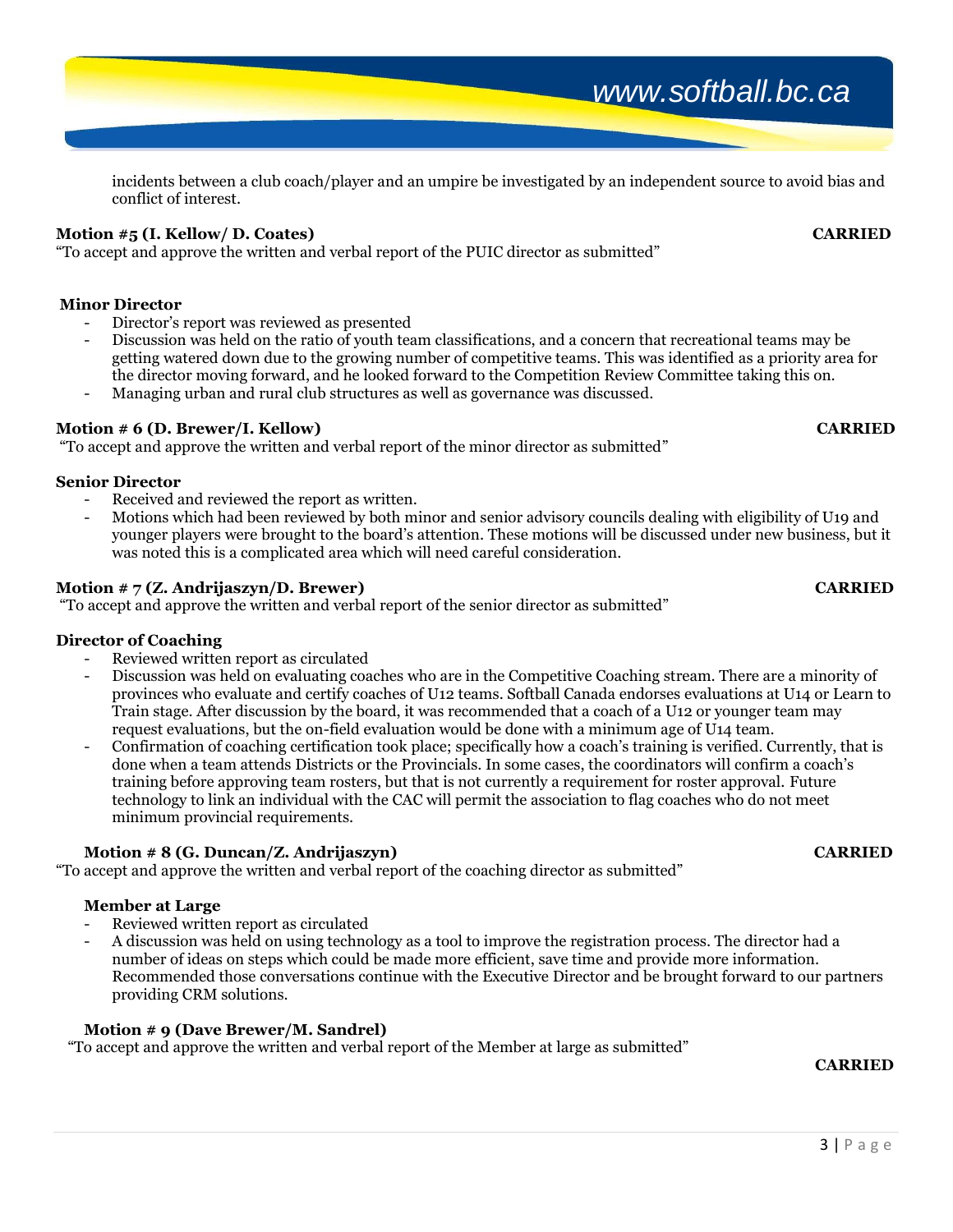incidents between a club coach/player and an umpire be investigated by an independent source to avoid bias and conflict of interest.

**Motion #5 (I. Kellow/ D. Coates)** **CARRIED**

"To accept and approve the written and verbal report of the PUIC director as submitted"

**Minor Director**

- Director's report was reviewed as presented
- Discussion was held on the ratio of youth team classifications, and a concern that recreational teams may be getting watered down due to the growing number of competitive teams. This was identified as a priority area for the director moving forward, and he looked forward to the Competition Review Committee taking this on.
- Managing urban and rural club structures as well as governance was discussed.

**Motion # 6 (D. Brewer/I. Kellow)** **CARRIED**

"To accept and approve the written and verbal report of the minor director as submitted"

**Senior Director**

- Received and reviewed the report as written.
- Motions which had been reviewed by both minor and senior advisory councils dealing with eligibility of U19 and younger players were brought to the board's attention. These motions will be discussed under new business, but it was noted this is a complicated area which will need careful consideration.

**Motion # 7 (Z. Andrijaszyn/D. Brewer)** **CARRIED**

"To accept and approve the written and verbal report of the senior director as submitted"

**Director of Coaching**

- Reviewed written report as circulated
- Discussion was held on evaluating coaches who are in the Competitive Coaching stream. There are a minority of provinces who evaluate and certify coaches of U12 teams. Softball Canada endorses evaluations at U14 or Learn to Train stage. After discussion by the board, it was recommended that a coach of a U12 or younger team may request evaluations, but the on-field evaluation would be done with a minimum age of U14 team.
- Confirmation of coaching certification took place; specifically how a coach's training is verified. Currently, that is done when a team attends Districts or the Provincials. In some cases, the coordinators will confirm a coach's training before approving team rosters, but that is not currently a requirement for roster approval. Future technology to link an individual with the CAC will permit the association to flag coaches who do not meet minimum provincial requirements.

**Motion # 8 (G. Duncan/Z. Andrijaszyn)** **CARRIED**

"To accept and approve the written and verbal report of the coaching director as submitted"

**Member at Large**

- Reviewed written report as circulated
- A discussion was held on using technology as a tool to improve the registration process. The director had a number of ideas on steps which could be made more efficient, save time and provide more information. Recommended those conversations continue with the Executive Director and be brought forward to our partners providing CRM solutions.

**Motion # 9 (Dave Brewer/M. Sandrel)**

"To accept and approve the written and verbal report of the Member at large as submitted"

**CARRIED**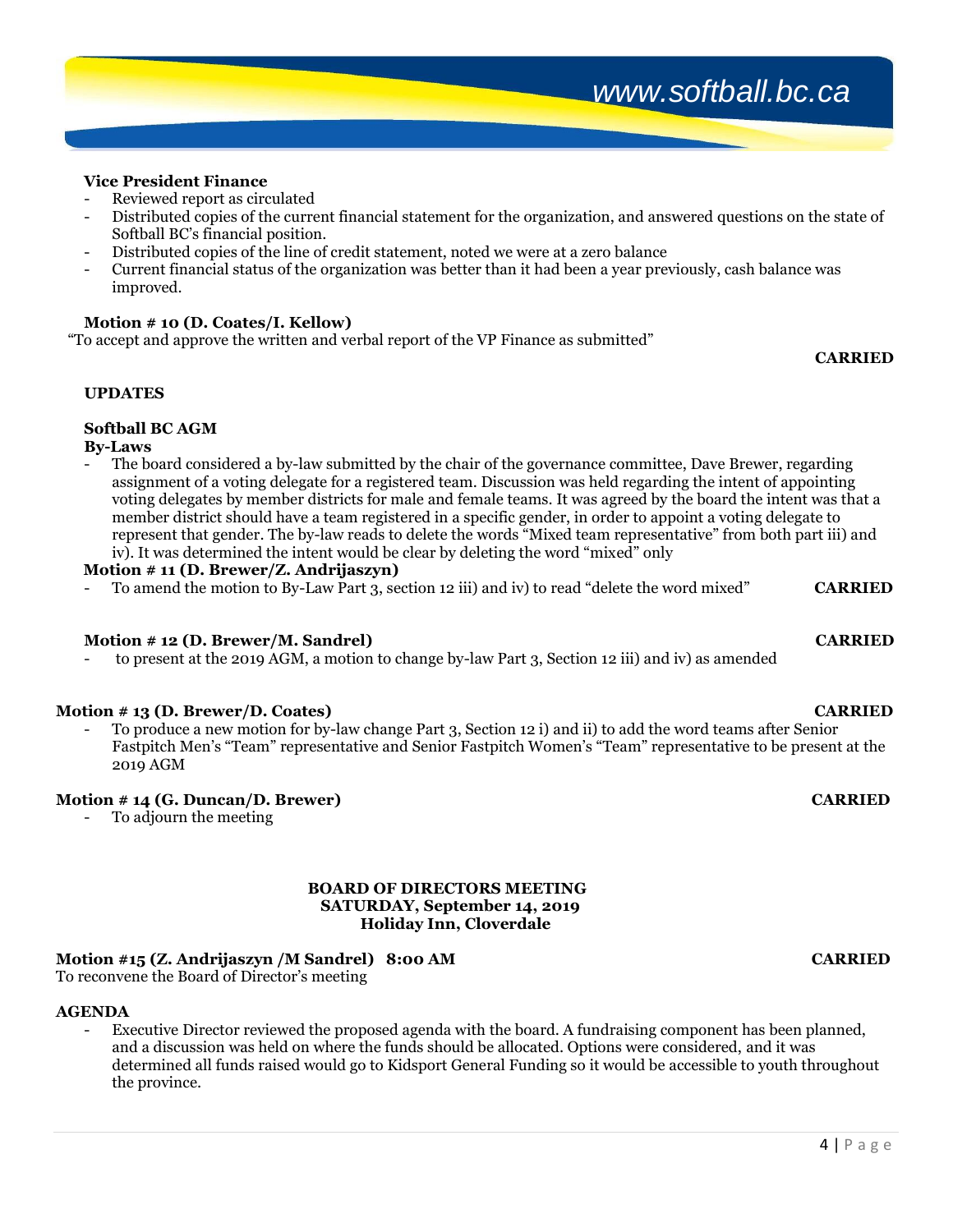**Vice President Finance**

- Reviewed report as circulated
- Distributed copies of the current financial statement for the organization, and answered questions on the state of Softball BC's financial position.
- Distributed copies of the line of credit statement, noted we were at a zero balance
- Current financial status of the organization was better than it had been a year previously, cash balance was improved.

**Motion # 10 (D. Coates/I. Kellow)**

"To accept and approve the written and verbal report of the VP Finance as submitted"

**CARRIED**

**UPDATES**

**Softball BC AGM**

**By-Laws**

- The board considered a by-law submitted by the chair of the governance committee, Dave Brewer, regarding assignment of a voting delegate for a registered team. Discussion was held regarding the intent of appointing voting delegates by member districts for male and female teams. It was agreed by the board the intent was that a member district should have a team registered in a specific gender, in order to appoint a voting delegate to represent that gender. The by-law reads to delete the words "Mixed team representative" from both part iii) and iv). It was determined the intent would be clear by deleting the word "mixed" only

**Motion # 11 (D. Brewer/Z. Andrijaszyn)**

- To amend the motion to By-Law Part 3, section 12 iii) and iv) to read "delete the word mixed" **CARRIED**

**Motion # 12 (D. Brewer/M. Sandrel)** **CARRIED**

- to present at the 2019 AGM, a motion to change by-law Part 3, Section 12 iii) and iv) as amended

**Motion # 13 (D. Brewer/D. Coates)** **CARRIED**

- To produce a new motion for by-law change Part 3, Section 12 i) and ii) to add the word teams after Senior Fastpitch Men's "Team" representative and Senior Fastpitch Women's "Team" representative to be present at the 2019 AGM

**Motion # 14 (G. Duncan/D. Brewer)** **CARRIED**

- To adjourn the meeting

**BOARD OF DIRECTORS MEETING**
**SATURDAY, September 14, 2019**
**Holiday Inn, Cloverdale**

**Motion #15 (Z. Andrijaszyn /M Sandrel) 8:00 AM** **CARRIED**

To reconvene the Board of Director's meeting

**AGENDA**

- Executive Director reviewed the proposed agenda with the board. A fundraising component has been planned, and a discussion was held on where the funds should be allocated. Options were considered, and it was determined all funds raised would go to Kidsport General Funding so it would be accessible to youth throughout the province.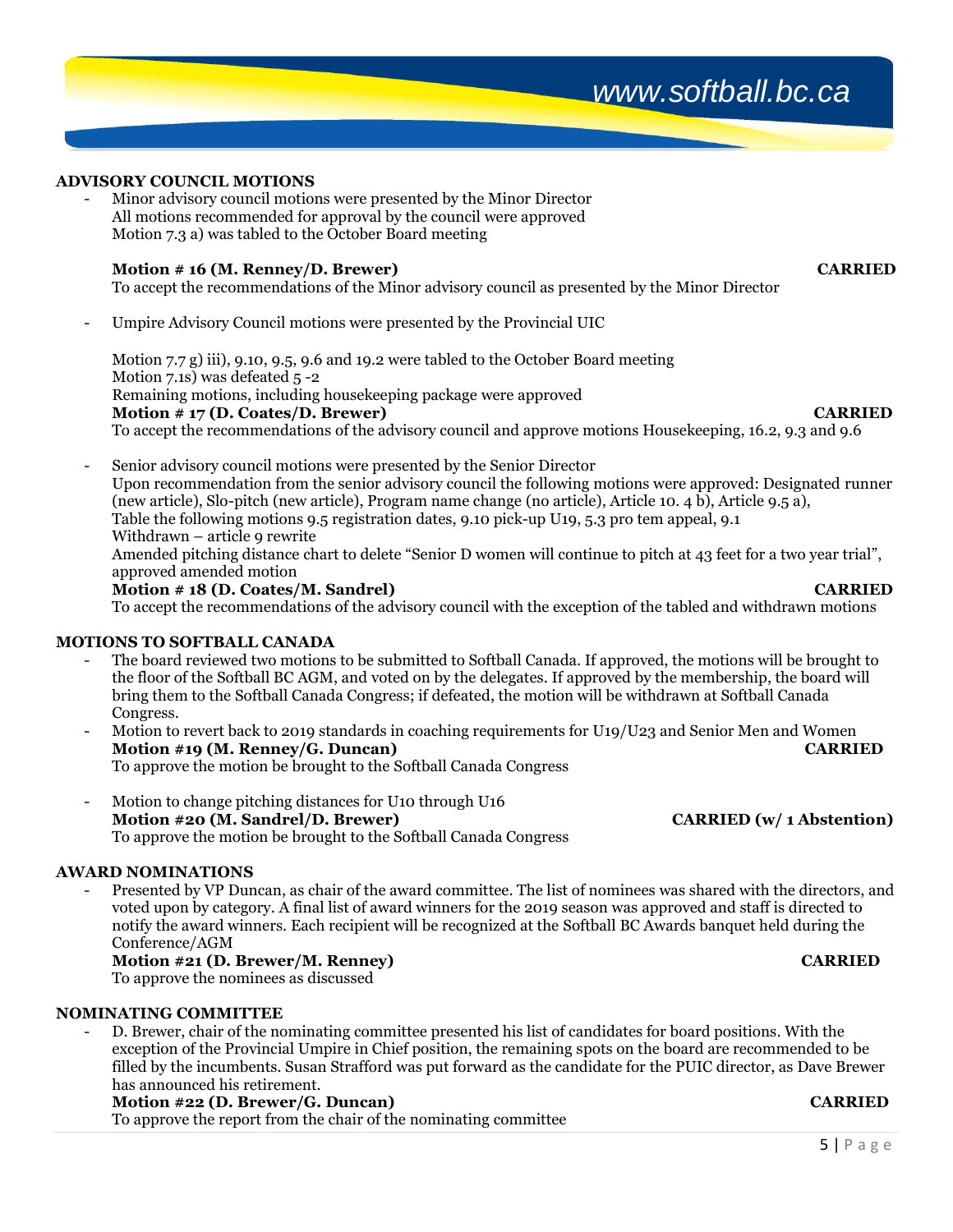## ADVISORY COUNCIL MOTIONS

- Minor advisory council motions were presented by the Minor Director
  All motions recommended for approval by the council were approved
  Motion 7.3 a) was tabled to the October Board meeting

  **Motion # 16 (M. Renney/D. Brewer)** **CARRIED**
  To accept the recommendations of the Minor advisory council as presented by the Minor Director

- Umpire Advisory Council motions were presented by the Provincial UIC

  Motion 7.7 g) iii), 9.10, 9.5, 9.6 and 19.2 were tabled to the October Board meeting
  Motion 7.1s) was defeated 5 -2
  Remaining motions, including housekeeping package were approved
  **Motion # 17 (D. Coates/D. Brewer)** **CARRIED**
  To accept the recommendations of the advisory council and approve motions Housekeeping, 16.2, 9.3 and 9.6

- Senior advisory council motions were presented by the Senior Director
  Upon recommendation from the senior advisory council the following motions were approved: Designated runner (new article), Slo-pitch (new article), Program name change (no article), Article 10. 4 b), Article 9.5 a),
  Table the following motions 9.5 registration dates, 9.10 pick-up U19, 5.3 pro tem appeal, 9.1
  Withdrawn – article 9 rewrite
  Amended pitching distance chart to delete "Senior D women will continue to pitch at 43 feet for a two year trial", approved amended motion
  **Motion # 18 (D. Coates/M. Sandrel)** **CARRIED**
  To accept the recommendations of the advisory council with the exception of the tabled and withdrawn motions

## MOTIONS TO SOFTBALL CANADA

- The board reviewed two motions to be submitted to Softball Canada. If approved, the motions will be brought to the floor of the Softball BC AGM, and voted on by the delegates. If approved by the membership, the board will bring them to the Softball Canada Congress; if defeated, the motion will be withdrawn at Softball Canada Congress.
- Motion to revert back to 2019 standards in coaching requirements for U19/U23 and Senior Men and Women
  **Motion #19 (M. Renney/G. Duncan)** **CARRIED**
  To approve the motion be brought to the Softball Canada Congress

- Motion to change pitching distances for U10 through U16
  **Motion #20 (M. Sandrel/D. Brewer)** **CARRIED (w/ 1 Abstention)**
  To approve the motion be brought to the Softball Canada Congress

## AWARD NOMINATIONS

- Presented by VP Duncan, as chair of the award committee. The list of nominees was shared with the directors, and voted upon by category. A final list of award winners for the 2019 season was approved and staff is directed to notify the award winners. Each recipient will be recognized at the Softball BC Awards banquet held during the Conference/AGM
  **Motion #21 (D. Brewer/M. Renney)** **CARRIED**
  To approve the nominees as discussed

## NOMINATING COMMITTEE

- D. Brewer, chair of the nominating committee presented his list of candidates for board positions. With the exception of the Provincial Umpire in Chief position, the remaining spots on the board are recommended to be filled by the incumbents. Susan Strafford was put forward as the candidate for the PUIC director, as Dave Brewer has announced his retirement.
  **Motion #22 (D. Brewer/G. Duncan)** **CARRIED**
  To approve the report from the chair of the nominating committee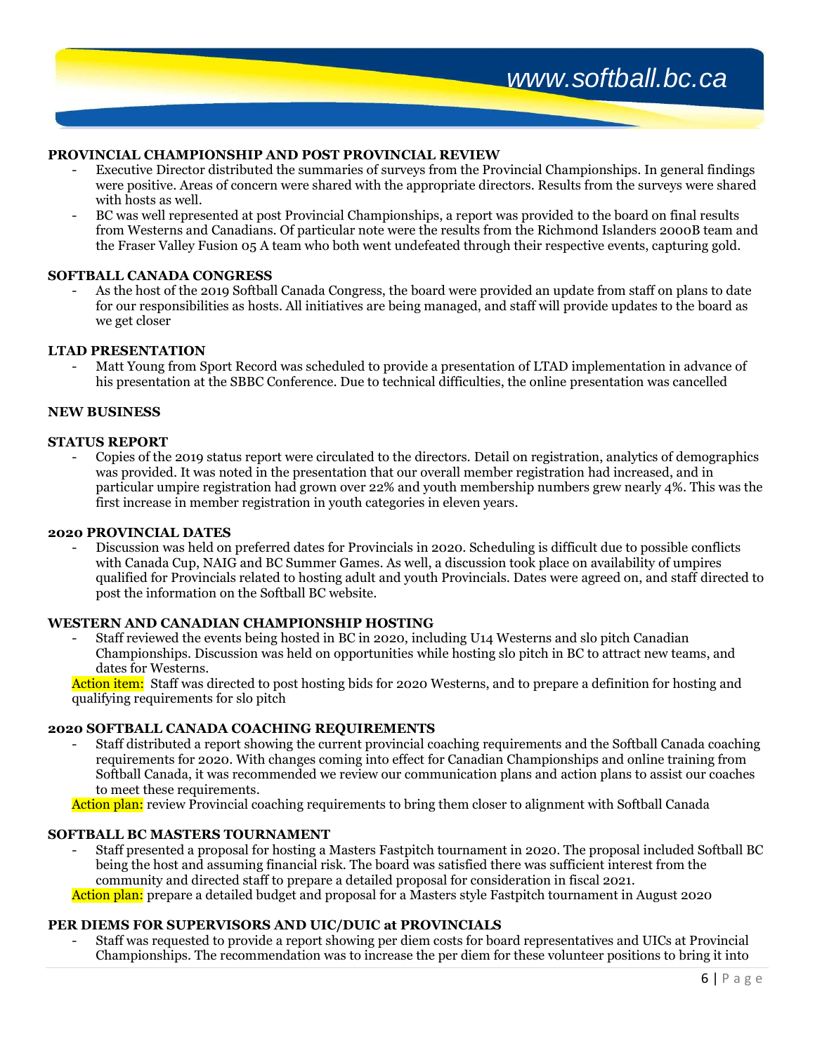## PROVINCIAL CHAMPIONSHIP AND POST PROVINCIAL REVIEW

- Executive Director distributed the summaries of surveys from the Provincial Championships. In general findings were positive. Areas of concern were shared with the appropriate directors. Results from the surveys were shared with hosts as well.
- BC was well represented at post Provincial Championships, a report was provided to the board on final results from Westerns and Canadians. Of particular note were the results from the Richmond Islanders 2000B team and the Fraser Valley Fusion 05 A team who both went undefeated through their respective events, capturing gold.

## SOFTBALL CANADA CONGRESS

- As the host of the 2019 Softball Canada Congress, the board were provided an update from staff on plans to date for our responsibilities as hosts. All initiatives are being managed, and staff will provide updates to the board as we get closer

## LTAD PRESENTATION

- Matt Young from Sport Record was scheduled to provide a presentation of LTAD implementation in advance of his presentation at the SBBC Conference. Due to technical difficulties, the online presentation was cancelled

## NEW BUSINESS

## STATUS REPORT

- Copies of the 2019 status report were circulated to the directors. Detail on registration, analytics of demographics was provided. It was noted in the presentation that our overall member registration had increased, and in particular umpire registration had grown over 22% and youth membership numbers grew nearly 4%. This was the first increase in member registration in youth categories in eleven years.

## 2020 PROVINCIAL DATES

- Discussion was held on preferred dates for Provincials in 2020. Scheduling is difficult due to possible conflicts with Canada Cup, NAIG and BC Summer Games. As well, a discussion took place on availability of umpires qualified for Provincials related to hosting adult and youth Provincials. Dates were agreed on, and staff directed to post the information on the Softball BC website.

## WESTERN AND CANADIAN CHAMPIONSHIP HOSTING

- Staff reviewed the events being hosted in BC in 2020, including U14 Westerns and slo pitch Canadian Championships. Discussion was held on opportunities while hosting slo pitch in BC to attract new teams, and dates for Westerns.

Action item: Staff was directed to post hosting bids for 2020 Westerns, and to prepare a definition for hosting and qualifying requirements for slo pitch

## 2020 SOFTBALL CANADA COACHING REQUIREMENTS

- Staff distributed a report showing the current provincial coaching requirements and the Softball Canada coaching requirements for 2020. With changes coming into effect for Canadian Championships and online training from Softball Canada, it was recommended we review our communication plans and action plans to assist our coaches to meet these requirements.

Action plan: review Provincial coaching requirements to bring them closer to alignment with Softball Canada

## SOFTBALL BC MASTERS TOURNAMENT

- Staff presented a proposal for hosting a Masters Fastpitch tournament in 2020. The proposal included Softball BC being the host and assuming financial risk. The board was satisfied there was sufficient interest from the community and directed staff to prepare a detailed proposal for consideration in fiscal 2021.

Action plan: prepare a detailed budget and proposal for a Masters style Fastpitch tournament in August 2020

## PER DIEMS FOR SUPERVISORS AND UIC/DUIC at PROVINCIALS

- Staff was requested to provide a report showing per diem costs for board representatives and UICs at Provincial Championships. The recommendation was to increase the per diem for these volunteer positions to bring it into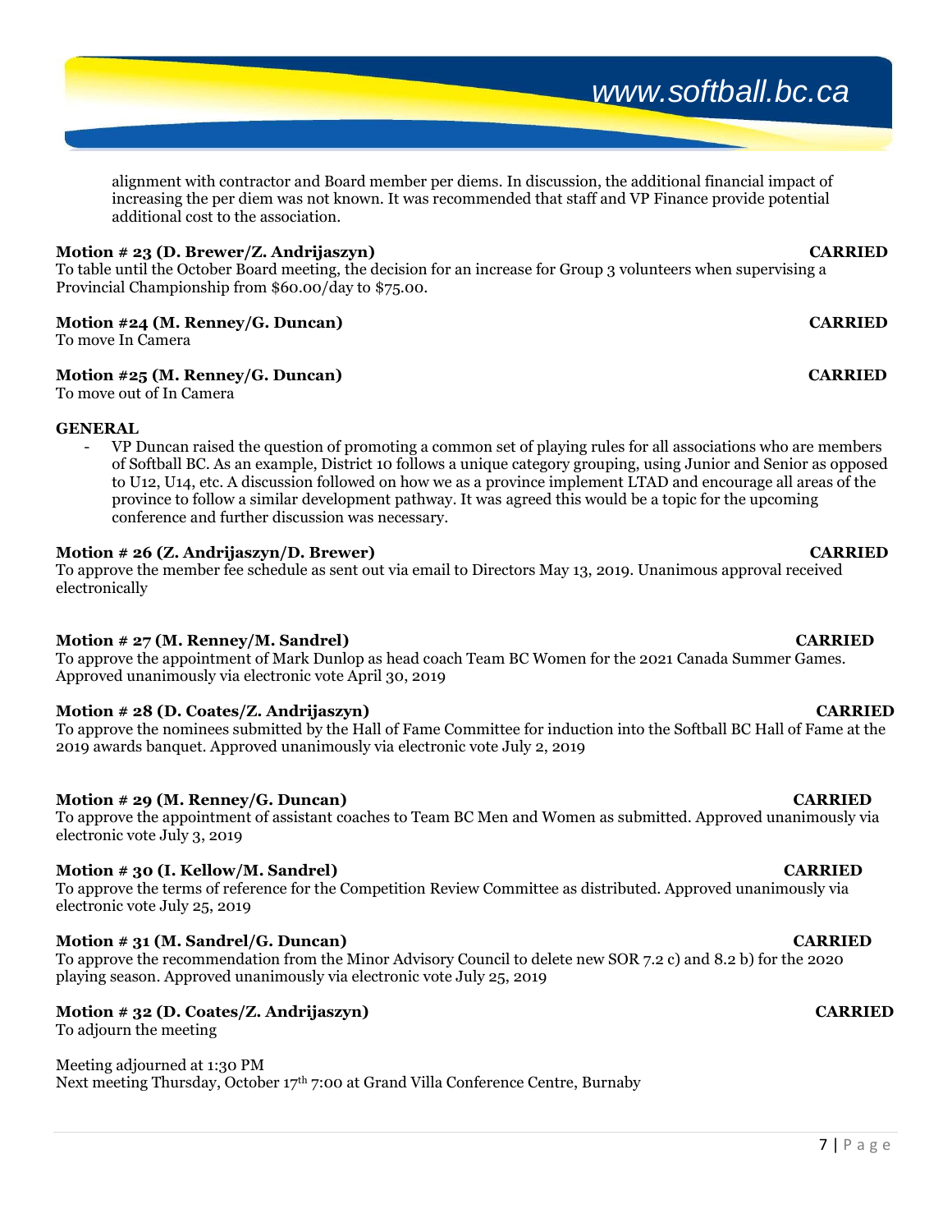alignment with contractor and Board member per diems. In discussion, the additional financial impact of increasing the per diem was not known. It was recommended that staff and VP Finance provide potential additional cost to the association.

**Motion # 23 (D. Brewer/Z. Andrijaszyn)** **CARRIED**
To table until the October Board meeting, the decision for an increase for Group 3 volunteers when supervising a Provincial Championship from $60.00/day to $75.00.

**Motion #24 (M. Renney/G. Duncan)** **CARRIED**
To move In Camera

**Motion #25 (M. Renney/G. Duncan)** **CARRIED**
To move out of In Camera

**GENERAL**

- VP Duncan raised the question of promoting a common set of playing rules for all associations who are members of Softball BC. As an example, District 10 follows a unique category grouping, using Junior and Senior as opposed to U12, U14, etc. A discussion followed on how we as a province implement LTAD and encourage all areas of the province to follow a similar development pathway. It was agreed this would be a topic for the upcoming conference and further discussion was necessary.

**Motion # 26 (Z. Andrijaszyn/D. Brewer)** **CARRIED**
To approve the member fee schedule as sent out via email to Directors May 13, 2019. Unanimous approval received electronically

**Motion # 27 (M. Renney/M. Sandrel)** **CARRIED**
To approve the appointment of Mark Dunlop as head coach Team BC Women for the 2021 Canada Summer Games. Approved unanimously via electronic vote April 30, 2019

**Motion # 28 (D. Coates/Z. Andrijaszyn)** **CARRIED**
To approve the nominees submitted by the Hall of Fame Committee for induction into the Softball BC Hall of Fame at the 2019 awards banquet. Approved unanimously via electronic vote July 2, 2019

**Motion # 29 (M. Renney/G. Duncan)** **CARRIED**
To approve the appointment of assistant coaches to Team BC Men and Women as submitted. Approved unanimously via electronic vote July 3, 2019

**Motion # 30 (I. Kellow/M. Sandrel)** **CARRIED**
To approve the terms of reference for the Competition Review Committee as distributed. Approved unanimously via electronic vote July 25, 2019

**Motion # 31 (M. Sandrel/G. Duncan)** **CARRIED**
To approve the recommendation from the Minor Advisory Council to delete new SOR 7.2 c) and 8.2 b) for the 2020 playing season. Approved unanimously via electronic vote July 25, 2019

**Motion # 32 (D. Coates/Z. Andrijaszyn)** **CARRIED**
To adjourn the meeting

Meeting adjourned at 1:30 PM
Next meeting Thursday, October 17th 7:00 at Grand Villa Conference Centre, Burnaby